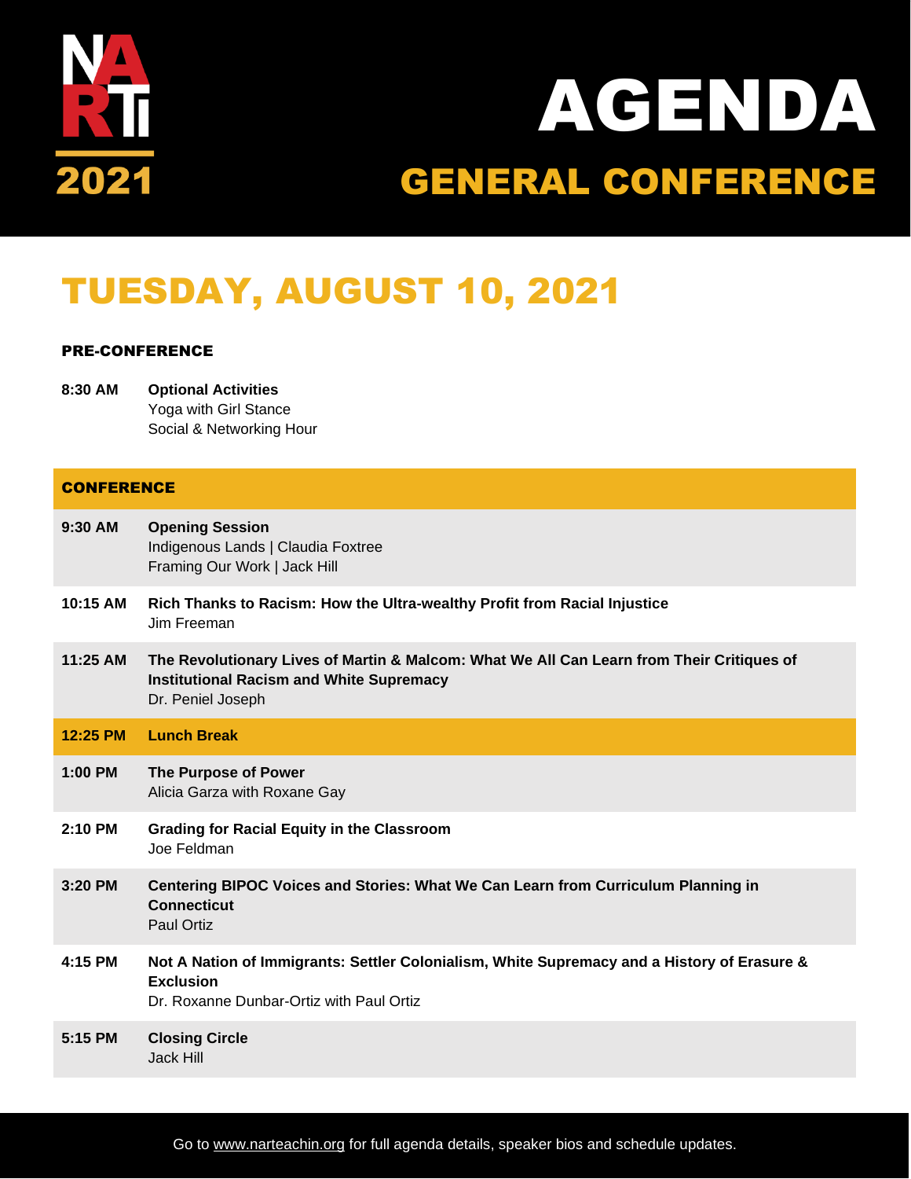NARTi 2021

# AGENDA

## GENERAL CONFERENCE

# TUESDAY, AUGUST 10, 2021

### PRE-CONFERENCE

**8:30 AM** **Optional Activities**
Yoga with Girl Stance
Social & Networking Hour

### CONFERENCE

| Time | Session |
|---|---|
| **9:30 AM** | **Opening Session**<br>Indigenous Lands \| Claudia Foxtree<br>Framing Our Work \| Jack Hill |
| **10:15 AM** | **Rich Thanks to Racism: How the Ultra-wealthy Profit from Racial Injustice**<br>Jim Freeman |
| **11:25 AM** | **The Revolutionary Lives of Martin & Malcom: What We All Can Learn from Their Critiques of Institutional Racism and White Supremacy**<br>Dr. Peniel Joseph |
| **12:25 PM** | **Lunch Break** |
| **1:00 PM** | **The Purpose of Power**<br>Alicia Garza with Roxane Gay |
| **2:10 PM** | **Grading for Racial Equity in the Classroom**<br>Joe Feldman |
| **3:20 PM** | **Centering BIPOC Voices and Stories: What We Can Learn from Curriculum Planning in Connecticut**<br>Paul Ortiz |
| **4:15 PM** | **Not A Nation of Immigrants: Settler Colonialism, White Supremacy and a History of Erasure & Exclusion**<br>Dr. Roxanne Dunbar-Ortiz with Paul Ortiz |
| **5:15 PM** | **Closing Circle**<br>Jack Hill |

Go to www.narteachin.org for full agenda details, speaker bios and schedule updates.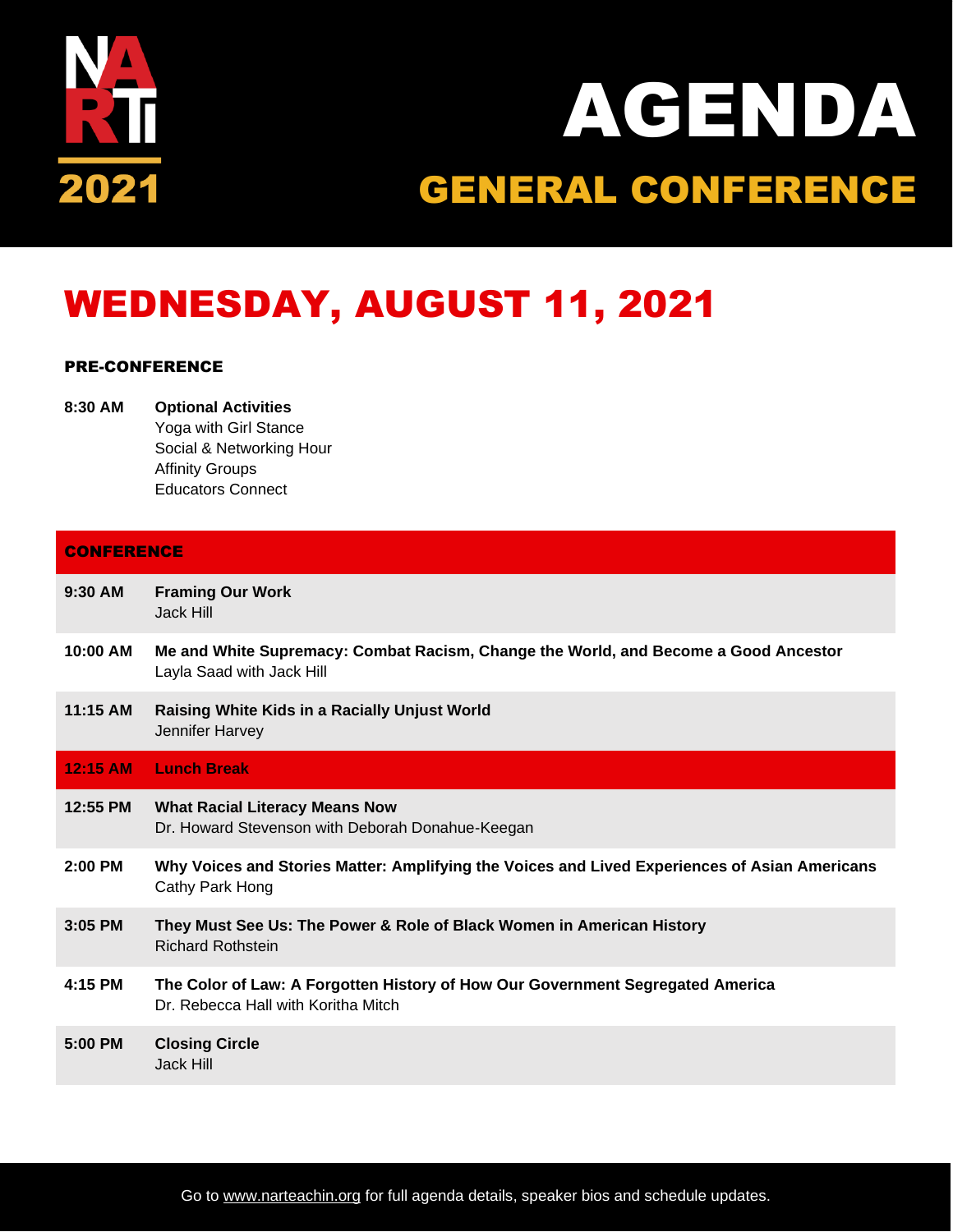# AGENDA

## GENERAL CONFERENCE

NARTi 2021

## WEDNESDAY, AUGUST 11, 2021

### PRE-CONFERENCE

**8:30 AM** **Optional Activities**
Yoga with Girl Stance
Social & Networking Hour
Affinity Groups
Educators Connect

### CONFERENCE

| Time | Session |
| --- | --- |
| **9:30 AM** | **Framing Our Work**<br>Jack Hill |
| **10:00 AM** | **Me and White Supremacy: Combat Racism, Change the World, and Become a Good Ancestor**<br>Layla Saad with Jack Hill |
| **11:15 AM** | **Raising White Kids in a Racially Unjust World**<br>Jennifer Harvey |
| **12:15 AM** | **Lunch Break** |
| **12:55 PM** | **What Racial Literacy Means Now**<br>Dr. Howard Stevenson with Deborah Donahue-Keegan |
| **2:00 PM** | **Why Voices and Stories Matter: Amplifying the Voices and Lived Experiences of Asian Americans**<br>Cathy Park Hong |
| **3:05 PM** | **They Must See Us: The Power & Role of Black Women in American History**<br>Richard Rothstein |
| **4:15 PM** | **The Color of Law: A Forgotten History of How Our Government Segregated America**<br>Dr. Rebecca Hall with Koritha Mitch |
| **5:00 PM** | **Closing Circle**<br>Jack Hill |

Go to www.narteachin.org for full agenda details, speaker bios and schedule updates.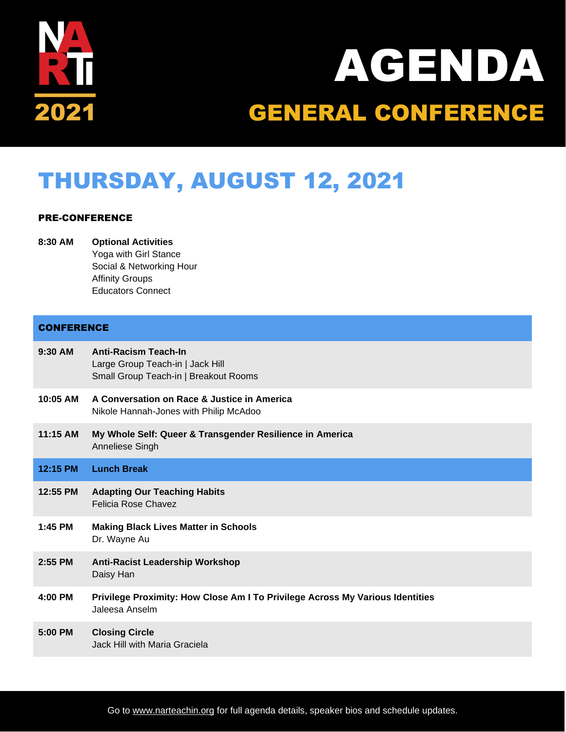NARTI 2021

# AGENDA

## GENERAL CONFERENCE

# THURSDAY, AUGUST 12, 2021

### PRE-CONFERENCE

**8:30 AM** **Optional Activities**
Yoga with Girl Stance
Social & Networking Hour
Affinity Groups
Educators Connect

### CONFERENCE

| | |
|---|---|
| **9:30 AM** | **Anti-Racism Teach-In**<br>Large Group Teach-in \| Jack Hill<br>Small Group Teach-in \| Breakout Rooms |
| **10:05 AM** | **A Conversation on Race & Justice in America**<br>Nikole Hannah-Jones with Philip McAdoo |
| **11:15 AM** | **My Whole Self: Queer & Transgender Resilience in America**<br>Anneliese Singh |
| **12:15 PM** | **Lunch Break** |
| **12:55 PM** | **Adapting Our Teaching Habits**<br>Felicia Rose Chavez |
| **1:45 PM** | **Making Black Lives Matter in Schools**<br>Dr. Wayne Au |
| **2:55 PM** | **Anti-Racist Leadership Workshop**<br>Daisy Han |
| **4:00 PM** | **Privilege Proximity: How Close Am I To Privilege Across My Various Identities**<br>Jaleesa Anselm |
| **5:00 PM** | **Closing Circle**<br>Jack Hill with Maria Graciela |

Go to www.narteachin.org for full agenda details, speaker bios and schedule updates.